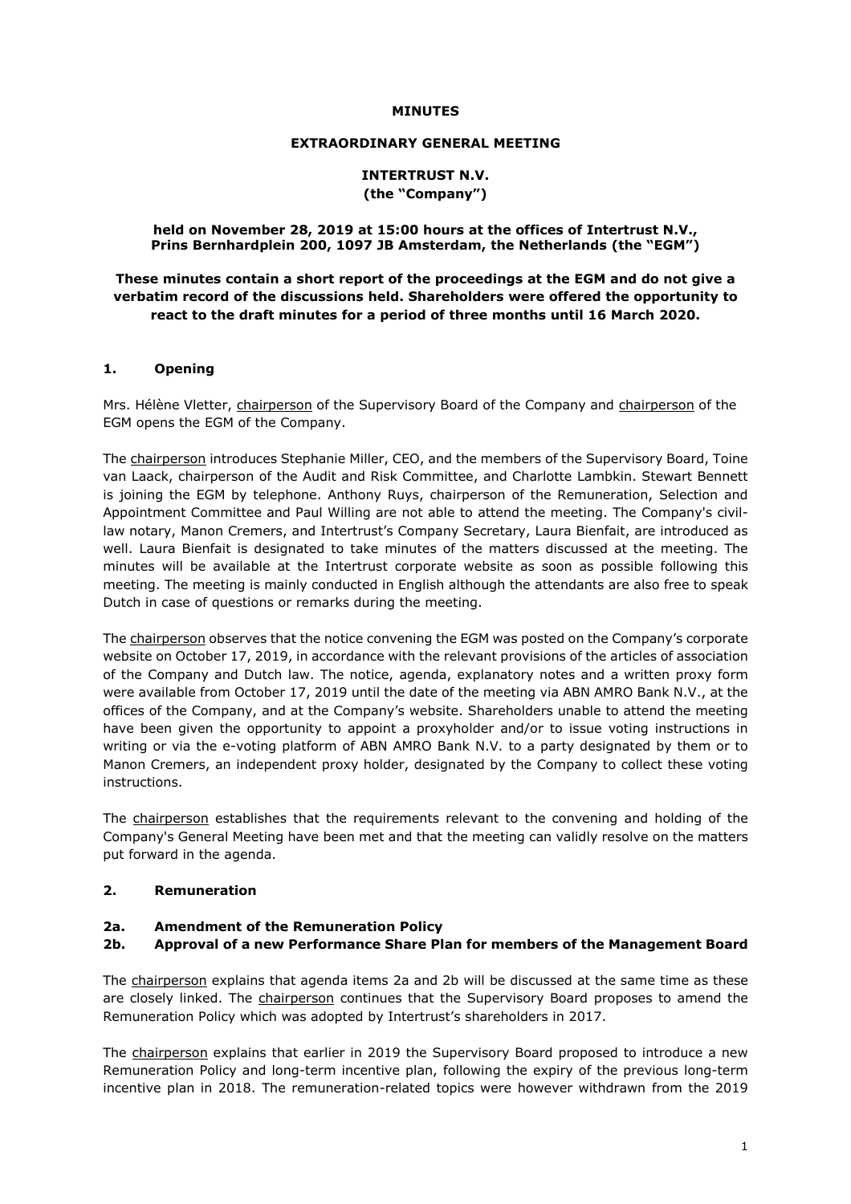**MINUTES**

**EXTRAORDINARY GENERAL MEETING**

**INTERTRUST N.V.**
**(the "Company")**

**held on November 28, 2019 at 15:00 hours at the offices of Intertrust N.V., Prins Bernhardplein 200, 1097 JB Amsterdam, the Netherlands (the "EGM")**

**These minutes contain a short report of the proceedings at the EGM and do not give a verbatim record of the discussions held. Shareholders were offered the opportunity to react to the draft minutes for a period of three months until 16 March 2020.**

## 1. Opening

Mrs. Hélène Vletter, chairperson of the Supervisory Board of the Company and chairperson of the EGM opens the EGM of the Company.

The chairperson introduces Stephanie Miller, CEO, and the members of the Supervisory Board, Toine van Laack, chairperson of the Audit and Risk Committee, and Charlotte Lambkin. Stewart Bennett is joining the EGM by telephone. Anthony Ruys, chairperson of the Remuneration, Selection and Appointment Committee and Paul Willing are not able to attend the meeting. The Company's civil-law notary, Manon Cremers, and Intertrust's Company Secretary, Laura Bienfait, are introduced as well. Laura Bienfait is designated to take minutes of the matters discussed at the meeting. The minutes will be available at the Intertrust corporate website as soon as possible following this meeting. The meeting is mainly conducted in English although the attendants are also free to speak Dutch in case of questions or remarks during the meeting.

The chairperson observes that the notice convening the EGM was posted on the Company's corporate website on October 17, 2019, in accordance with the relevant provisions of the articles of association of the Company and Dutch law. The notice, agenda, explanatory notes and a written proxy form were available from October 17, 2019 until the date of the meeting via ABN AMRO Bank N.V., at the offices of the Company, and at the Company's website. Shareholders unable to attend the meeting have been given the opportunity to appoint a proxyholder and/or to issue voting instructions in writing or via the e-voting platform of ABN AMRO Bank N.V. to a party designated by them or to Manon Cremers, an independent proxy holder, designated by the Company to collect these voting instructions.

The chairperson establishes that the requirements relevant to the convening and holding of the Company's General Meeting have been met and that the meeting can validly resolve on the matters put forward in the agenda.

## 2. Remuneration

### 2a. Amendment of the Remuneration Policy

### 2b. Approval of a new Performance Share Plan for members of the Management Board

The chairperson explains that agenda items 2a and 2b will be discussed at the same time as these are closely linked. The chairperson continues that the Supervisory Board proposes to amend the Remuneration Policy which was adopted by Intertrust's shareholders in 2017.

The chairperson explains that earlier in 2019 the Supervisory Board proposed to introduce a new Remuneration Policy and long-term incentive plan, following the expiry of the previous long-term incentive plan in 2018. The remuneration-related topics were however withdrawn from the 2019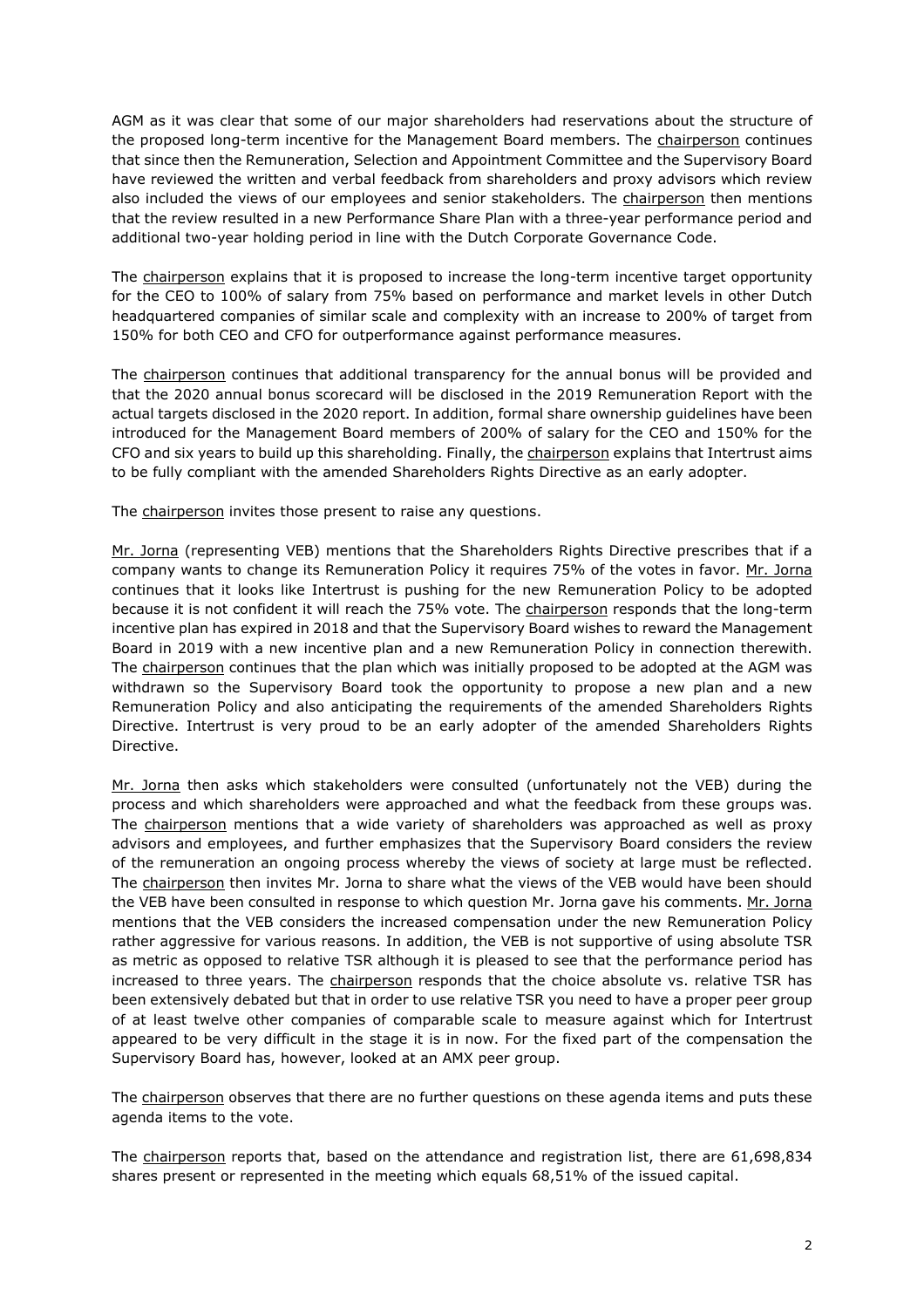AGM as it was clear that some of our major shareholders had reservations about the structure of the proposed long-term incentive for the Management Board members. The chairperson continues that since then the Remuneration, Selection and Appointment Committee and the Supervisory Board have reviewed the written and verbal feedback from shareholders and proxy advisors which review also included the views of our employees and senior stakeholders. The chairperson then mentions that the review resulted in a new Performance Share Plan with a three-year performance period and additional two-year holding period in line with the Dutch Corporate Governance Code.

The chairperson explains that it is proposed to increase the long-term incentive target opportunity for the CEO to 100% of salary from 75% based on performance and market levels in other Dutch headquartered companies of similar scale and complexity with an increase to 200% of target from 150% for both CEO and CFO for outperformance against performance measures.

The chairperson continues that additional transparency for the annual bonus will be provided and that the 2020 annual bonus scorecard will be disclosed in the 2019 Remuneration Report with the actual targets disclosed in the 2020 report. In addition, formal share ownership guidelines have been introduced for the Management Board members of 200% of salary for the CEO and 150% for the CFO and six years to build up this shareholding. Finally, the chairperson explains that Intertrust aims to be fully compliant with the amended Shareholders Rights Directive as an early adopter.

The chairperson invites those present to raise any questions.

Mr. Jorna (representing VEB) mentions that the Shareholders Rights Directive prescribes that if a company wants to change its Remuneration Policy it requires 75% of the votes in favor. Mr. Jorna continues that it looks like Intertrust is pushing for the new Remuneration Policy to be adopted because it is not confident it will reach the 75% vote. The chairperson responds that the long-term incentive plan has expired in 2018 and that the Supervisory Board wishes to reward the Management Board in 2019 with a new incentive plan and a new Remuneration Policy in connection therewith. The chairperson continues that the plan which was initially proposed to be adopted at the AGM was withdrawn so the Supervisory Board took the opportunity to propose a new plan and a new Remuneration Policy and also anticipating the requirements of the amended Shareholders Rights Directive. Intertrust is very proud to be an early adopter of the amended Shareholders Rights Directive.

Mr. Jorna then asks which stakeholders were consulted (unfortunately not the VEB) during the process and which shareholders were approached and what the feedback from these groups was. The chairperson mentions that a wide variety of shareholders was approached as well as proxy advisors and employees, and further emphasizes that the Supervisory Board considers the review of the remuneration an ongoing process whereby the views of society at large must be reflected. The chairperson then invites Mr. Jorna to share what the views of the VEB would have been should the VEB have been consulted in response to which question Mr. Jorna gave his comments. Mr. Jorna mentions that the VEB considers the increased compensation under the new Remuneration Policy rather aggressive for various reasons. In addition, the VEB is not supportive of using absolute TSR as metric as opposed to relative TSR although it is pleased to see that the performance period has increased to three years. The chairperson responds that the choice absolute vs. relative TSR has been extensively debated but that in order to use relative TSR you need to have a proper peer group of at least twelve other companies of comparable scale to measure against which for Intertrust appeared to be very difficult in the stage it is in now. For the fixed part of the compensation the Supervisory Board has, however, looked at an AMX peer group.

The chairperson observes that there are no further questions on these agenda items and puts these agenda items to the vote.

The chairperson reports that, based on the attendance and registration list, there are 61,698,834 shares present or represented in the meeting which equals 68,51% of the issued capital.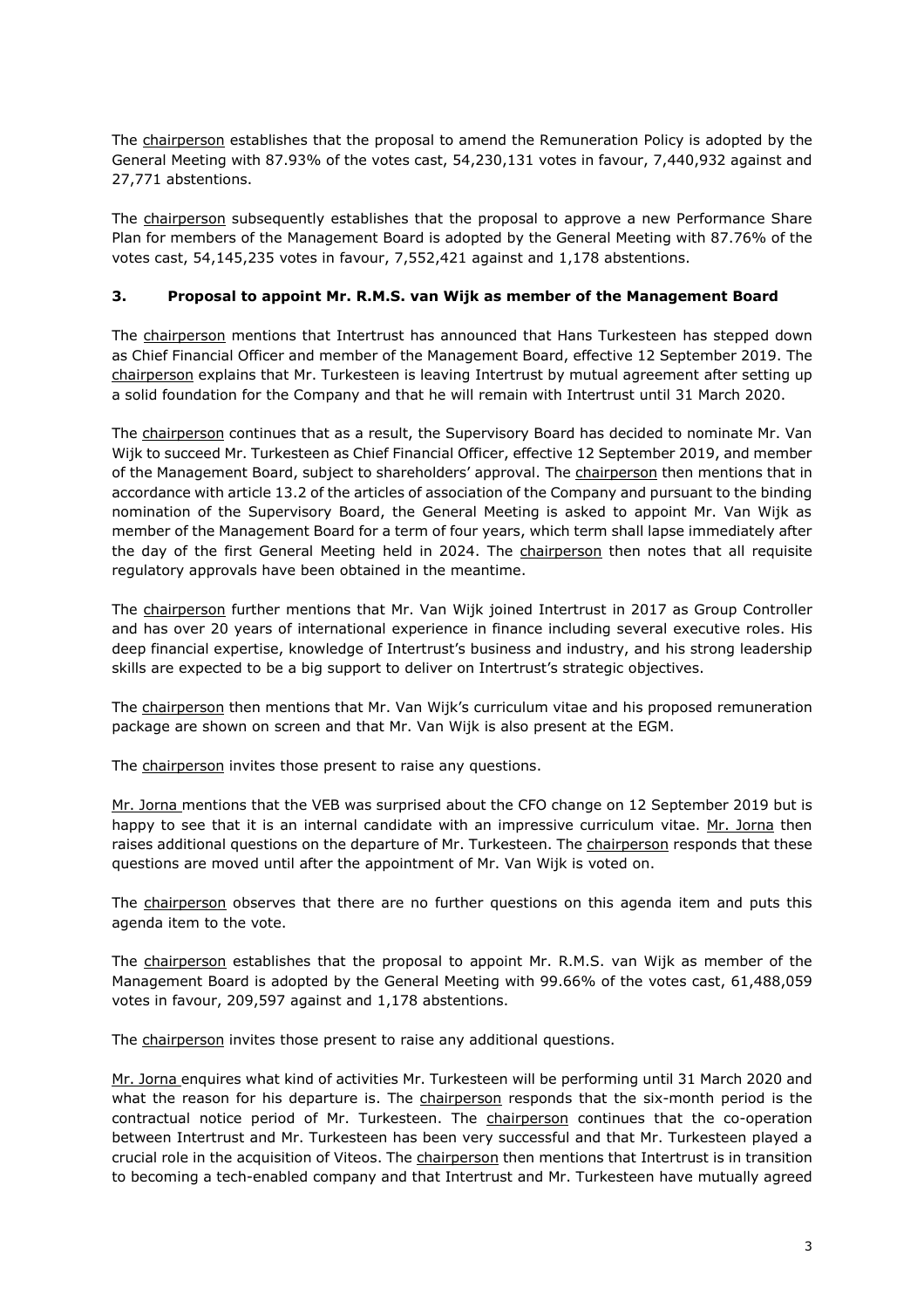The chairperson establishes that the proposal to amend the Remuneration Policy is adopted by the General Meeting with 87.93% of the votes cast, 54,230,131 votes in favour, 7,440,932 against and 27,771 abstentions.

The chairperson subsequently establishes that the proposal to approve a new Performance Share Plan for members of the Management Board is adopted by the General Meeting with 87.76% of the votes cast, 54,145,235 votes in favour, 7,552,421 against and 1,178 abstentions.

### 3. Proposal to appoint Mr. R.M.S. van Wijk as member of the Management Board

The chairperson mentions that Intertrust has announced that Hans Turkesteen has stepped down as Chief Financial Officer and member of the Management Board, effective 12 September 2019. The chairperson explains that Mr. Turkesteen is leaving Intertrust by mutual agreement after setting up a solid foundation for the Company and that he will remain with Intertrust until 31 March 2020.

The chairperson continues that as a result, the Supervisory Board has decided to nominate Mr. Van Wijk to succeed Mr. Turkesteen as Chief Financial Officer, effective 12 September 2019, and member of the Management Board, subject to shareholders' approval. The chairperson then mentions that in accordance with article 13.2 of the articles of association of the Company and pursuant to the binding nomination of the Supervisory Board, the General Meeting is asked to appoint Mr. Van Wijk as member of the Management Board for a term of four years, which term shall lapse immediately after the day of the first General Meeting held in 2024. The chairperson then notes that all requisite regulatory approvals have been obtained in the meantime.

The chairperson further mentions that Mr. Van Wijk joined Intertrust in 2017 as Group Controller and has over 20 years of international experience in finance including several executive roles. His deep financial expertise, knowledge of Intertrust's business and industry, and his strong leadership skills are expected to be a big support to deliver on Intertrust's strategic objectives.

The chairperson then mentions that Mr. Van Wijk's curriculum vitae and his proposed remuneration package are shown on screen and that Mr. Van Wijk is also present at the EGM.

The chairperson invites those present to raise any questions.

Mr. Jorna mentions that the VEB was surprised about the CFO change on 12 September 2019 but is happy to see that it is an internal candidate with an impressive curriculum vitae. Mr. Jorna then raises additional questions on the departure of Mr. Turkesteen. The chairperson responds that these questions are moved until after the appointment of Mr. Van Wijk is voted on.

The chairperson observes that there are no further questions on this agenda item and puts this agenda item to the vote.

The chairperson establishes that the proposal to appoint Mr. R.M.S. van Wijk as member of the Management Board is adopted by the General Meeting with 99.66% of the votes cast, 61,488,059 votes in favour, 209,597 against and 1,178 abstentions.

The chairperson invites those present to raise any additional questions.

Mr. Jorna enquires what kind of activities Mr. Turkesteen will be performing until 31 March 2020 and what the reason for his departure is. The chairperson responds that the six-month period is the contractual notice period of Mr. Turkesteen. The chairperson continues that the co-operation between Intertrust and Mr. Turkesteen has been very successful and that Mr. Turkesteen played a crucial role in the acquisition of Viteos. The chairperson then mentions that Intertrust is in transition to becoming a tech-enabled company and that Intertrust and Mr. Turkesteen have mutually agreed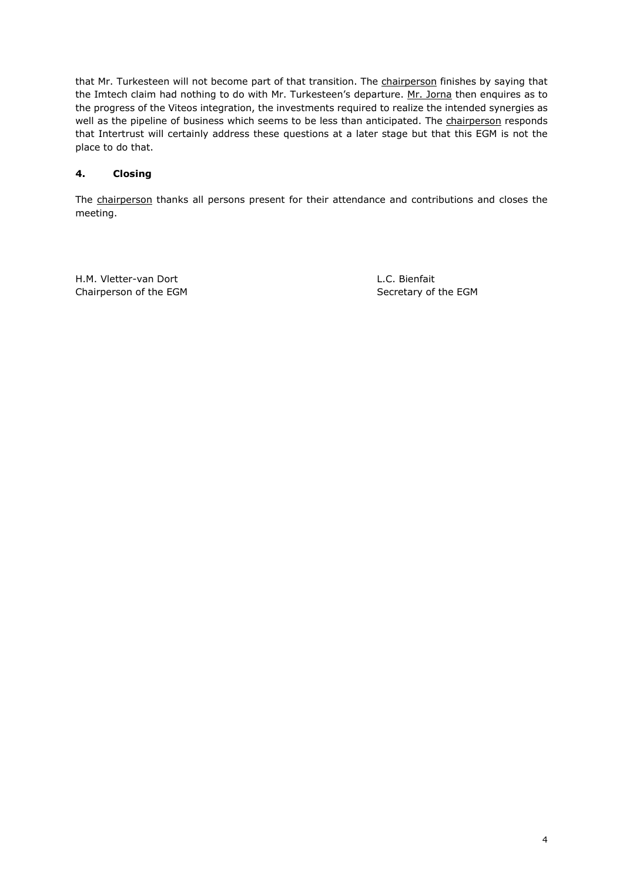that Mr. Turkesteen will not become part of that transition. The chairperson finishes by saying that the Imtech claim had nothing to do with Mr. Turkesteen's departure. Mr. Jorna then enquires as to the progress of the Viteos integration, the investments required to realize the intended synergies as well as the pipeline of business which seems to be less than anticipated. The chairperson responds that Intertrust will certainly address these questions at a later stage but that this EGM is not the place to do that.

## 4. Closing

The chairperson thanks all persons present for their attendance and contributions and closes the meeting.

H.M. Vletter-van Dort
Chairperson of the EGM

L.C. Bienfait
Secretary of the EGM